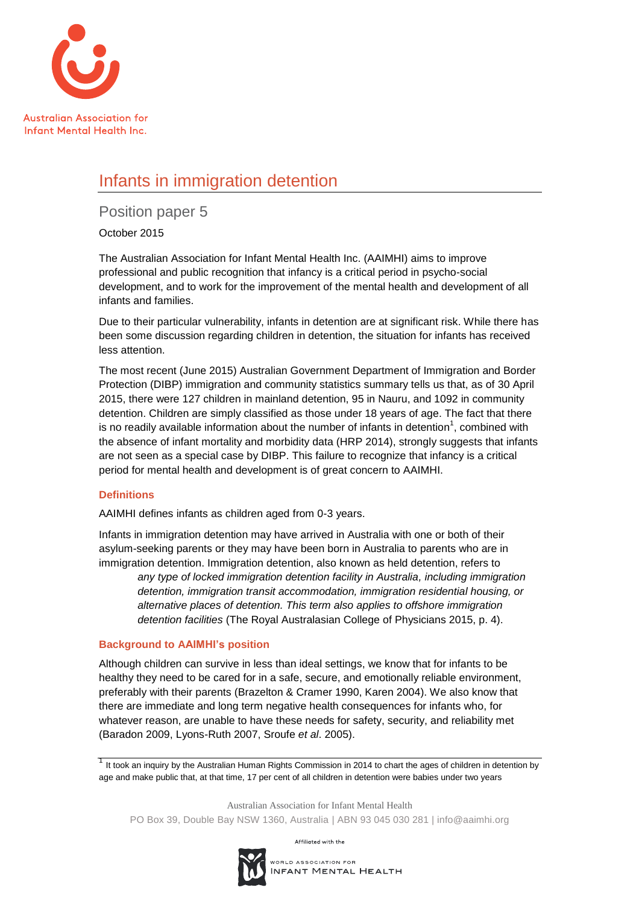Australian Association for Infant Mental Health Inc.

# Infants in immigration detention

## Position paper 5

October 2015

The Australian Association for Infant Mental Health Inc. (AAIMHI) aims to improve professional and public recognition that infancy is a critical period in psycho-social development, and to work for the improvement of the mental health and development of all infants and families.

Due to their particular vulnerability, infants in detention are at significant risk. While there has been some discussion regarding children in detention, the situation for infants has received less attention.

The most recent (June 2015) Australian Government Department of Immigration and Border Protection (DIBP) immigration and community statistics summary tells us that, as of 30 April 2015, there were 127 children in mainland detention, 95 in Nauru, and 1092 in community detention. Children are simply classified as those under 18 years of age. The fact that there is no readily available information about the number of infants in detention[1], combined with the absence of infant mortality and morbidity data (HRP 2014), strongly suggests that infants are not seen as a special case by DIBP. This failure to recognize that infancy is a critical period for mental health and development is of great concern to AAIMHI.

### Definitions

AAIMHI defines infants as children aged from 0-3 years.

Infants in immigration detention may have arrived in Australia with one or both of their asylum-seeking parents or they may have been born in Australia to parents who are in immigration detention. Immigration detention, also known as held detention, refers to

> *any type of locked immigration detention facility in Australia, including immigration detention, immigration transit accommodation, immigration residential housing, or alternative places of detention. This term also applies to offshore immigration detention facilities* (The Royal Australasian College of Physicians 2015, p. 4).

### Background to AAIMHI's position

Although children can survive in less than ideal settings, we know that for infants to be healthy they need to be cared for in a safe, secure, and emotionally reliable environment, preferably with their parents (Brazelton & Cramer 1990, Karen 2004). We also know that there are immediate and long term negative health consequences for infants who, for whatever reason, are unable to have these needs for safety, security, and reliability met (Baradon 2009, Lyons-Ruth 2007, Sroufe *et al*. 2005).

[1] It took an inquiry by the Australian Human Rights Commission in 2014 to chart the ages of children in detention by age and make public that, at that time, 17 per cent of all children in detention were babies under two years

Australian Association for Infant Mental Health
PO Box 39, Double Bay NSW 1360, Australia | ABN 93 045 030 281 | info@aaimhi.org

Affiliated with the World Association for Infant Mental Health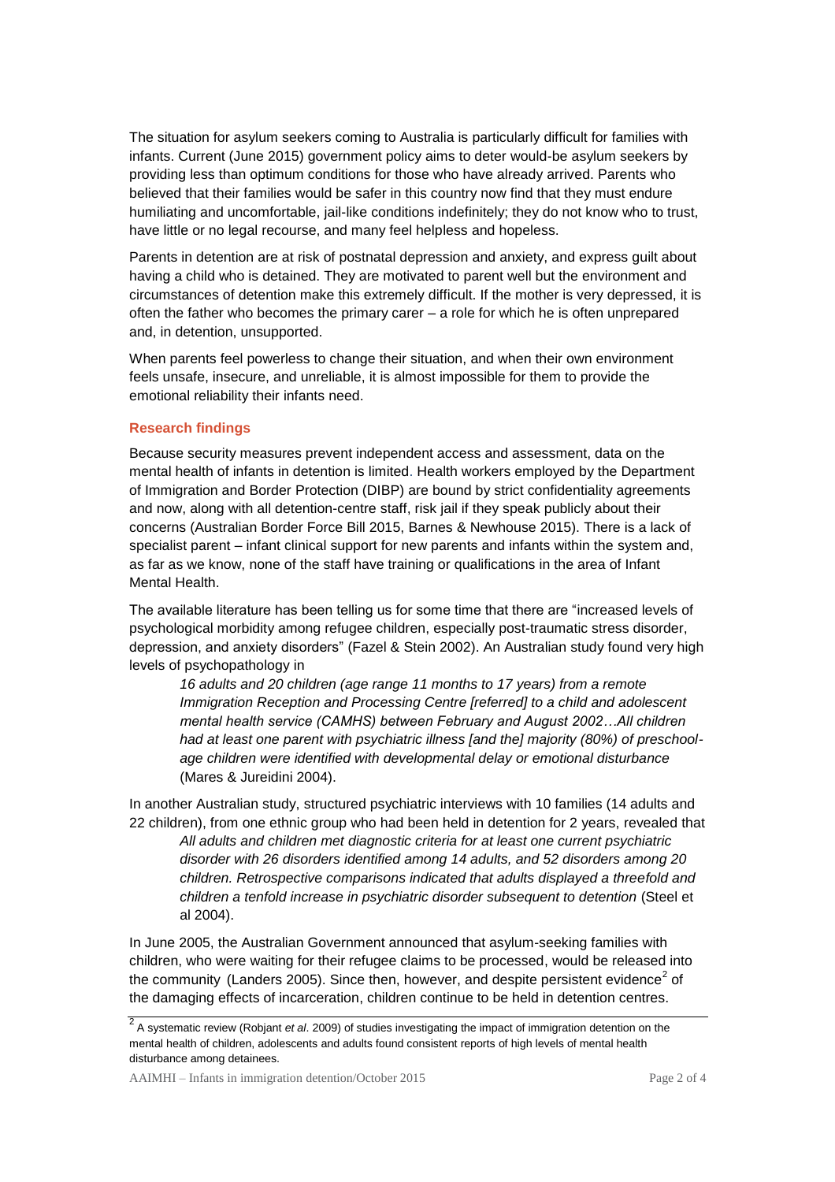The situation for asylum seekers coming to Australia is particularly difficult for families with infants. Current (June 2015) government policy aims to deter would-be asylum seekers by providing less than optimum conditions for those who have already arrived. Parents who believed that their families would be safer in this country now find that they must endure humiliating and uncomfortable, jail-like conditions indefinitely; they do not know who to trust, have little or no legal recourse, and many feel helpless and hopeless.

Parents in detention are at risk of postnatal depression and anxiety, and express guilt about having a child who is detained. They are motivated to parent well but the environment and circumstances of detention make this extremely difficult. If the mother is very depressed, it is often the father who becomes the primary carer – a role for which he is often unprepared and, in detention, unsupported.

When parents feel powerless to change their situation, and when their own environment feels unsafe, insecure, and unreliable, it is almost impossible for them to provide the emotional reliability their infants need.

### Research findings

Because security measures prevent independent access and assessment, data on the mental health of infants in detention is limited. Health workers employed by the Department of Immigration and Border Protection (DIBP) are bound by strict confidentiality agreements and now, along with all detention-centre staff, risk jail if they speak publicly about their concerns (Australian Border Force Bill 2015, Barnes & Newhouse 2015). There is a lack of specialist parent – infant clinical support for new parents and infants within the system and, as far as we know, none of the staff have training or qualifications in the area of Infant Mental Health.

The available literature has been telling us for some time that there are "increased levels of psychological morbidity among refugee children, especially post-traumatic stress disorder, depression, and anxiety disorders" (Fazel & Stein 2002). An Australian study found very high levels of psychopathology in

> *16 adults and 20 children (age range 11 months to 17 years) from a remote Immigration Reception and Processing Centre [referred] to a child and adolescent mental health service (CAMHS) between February and August 2002…All children had at least one parent with psychiatric illness [and the] majority (80%) of preschool-age children were identified with developmental delay or emotional disturbance* (Mares & Jureidini 2004).

In another Australian study, structured psychiatric interviews with 10 families (14 adults and 22 children), from one ethnic group who had been held in detention for 2 years, revealed that

> *All adults and children met diagnostic criteria for at least one current psychiatric disorder with 26 disorders identified among 14 adults, and 52 disorders among 20 children. Retrospective comparisons indicated that adults displayed a threefold and children a tenfold increase in psychiatric disorder subsequent to detention* (Steel et al 2004).

In June 2005, the Australian Government announced that asylum-seeking families with children, who were waiting for their refugee claims to be processed, would be released into the community (Landers 2005). Since then, however, and despite persistent evidence[2] of the damaging effects of incarceration, children continue to be held in detention centres.

---

[2] A systematic review (Robjant *et al*. 2009) of studies investigating the impact of immigration detention on the mental health of children, adolescents and adults found consistent reports of high levels of mental health disturbance among detainees.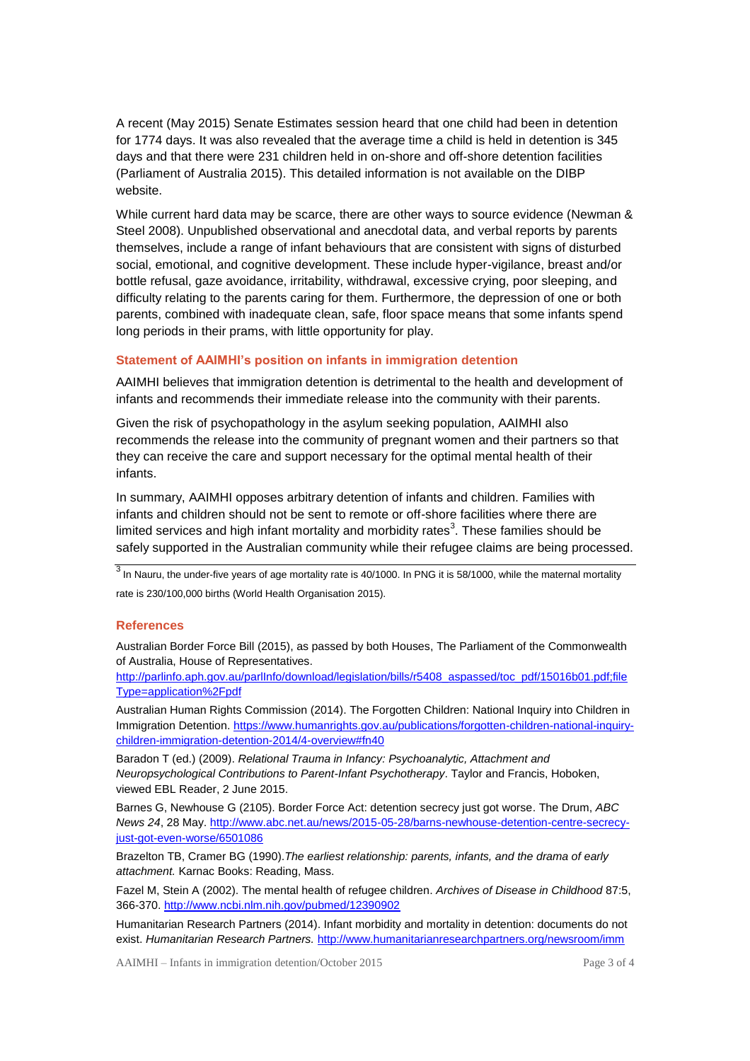A recent (May 2015) Senate Estimates session heard that one child had been in detention for 1774 days. It was also revealed that the average time a child is held in detention is 345 days and that there were 231 children held in on-shore and off-shore detention facilities (Parliament of Australia 2015). This detailed information is not available on the DIBP website.

While current hard data may be scarce, there are other ways to source evidence (Newman & Steel 2008). Unpublished observational and anecdotal data, and verbal reports by parents themselves, include a range of infant behaviours that are consistent with signs of disturbed social, emotional, and cognitive development. These include hyper-vigilance, breast and/or bottle refusal, gaze avoidance, irritability, withdrawal, excessive crying, poor sleeping, and difficulty relating to the parents caring for them. Furthermore, the depression of one or both parents, combined with inadequate clean, safe, floor space means that some infants spend long periods in their prams, with little opportunity for play.

### Statement of AAIMHI's position on infants in immigration detention

AAIMHI believes that immigration detention is detrimental to the health and development of infants and recommends their immediate release into the community with their parents.

Given the risk of psychopathology in the asylum seeking population, AAIMHI also recommends the release into the community of pregnant women and their partners so that they can receive the care and support necessary for the optimal mental health of their infants.

In summary, AAIMHI opposes arbitrary detention of infants and children. Families with infants and children should not be sent to remote or off-shore facilities where there are limited services and high infant mortality and morbidity rates[3]. These families should be safely supported in the Australian community while their refugee claims are being processed.

---

[3] In Nauru, the under-five years of age mortality rate is 40/1000. In PNG it is 58/1000, while the maternal mortality rate is 230/100,000 births (World Health Organisation 2015).

### References

Australian Border Force Bill (2015), as passed by both Houses, The Parliament of the Commonwealth of Australia, House of Representatives. http://parlinfo.aph.gov.au/parlInfo/download/legislation/bills/r5408_aspassed/toc_pdf/15016b01.pdf;fileType=application%2Fpdf

Australian Human Rights Commission (2014). The Forgotten Children: National Inquiry into Children in Immigration Detention. https://www.humanrights.gov.au/publications/forgotten-children-national-inquiry-children-immigration-detention-2014/4-overview#fn40

Baradon T (ed.) (2009). *Relational Trauma in Infancy: Psychoanalytic, Attachment and Neuropsychological Contributions to Parent-Infant Psychotherapy*. Taylor and Francis, Hoboken, viewed EBL Reader, 2 June 2015.

Barnes G, Newhouse G (2105). Border Force Act: detention secrecy just got worse. The Drum, *ABC News 24*, 28 May. http://www.abc.net.au/news/2015-05-28/barns-newhouse-detention-centre-secrecy-just-got-even-worse/6501086

Brazelton TB, Cramer BG (1990).*The earliest relationship: parents, infants, and the drama of early attachment.* Karnac Books: Reading, Mass.

Fazel M, Stein A (2002). The mental health of refugee children. *Archives of Disease in Childhood* 87:5, 366-370. http://www.ncbi.nlm.nih.gov/pubmed/12390902

Humanitarian Research Partners (2014). Infant morbidity and mortality in detention: documents do not exist. *Humanitarian Research Partners.* http://www.humanitarianresearchpartners.org/newsroom/imm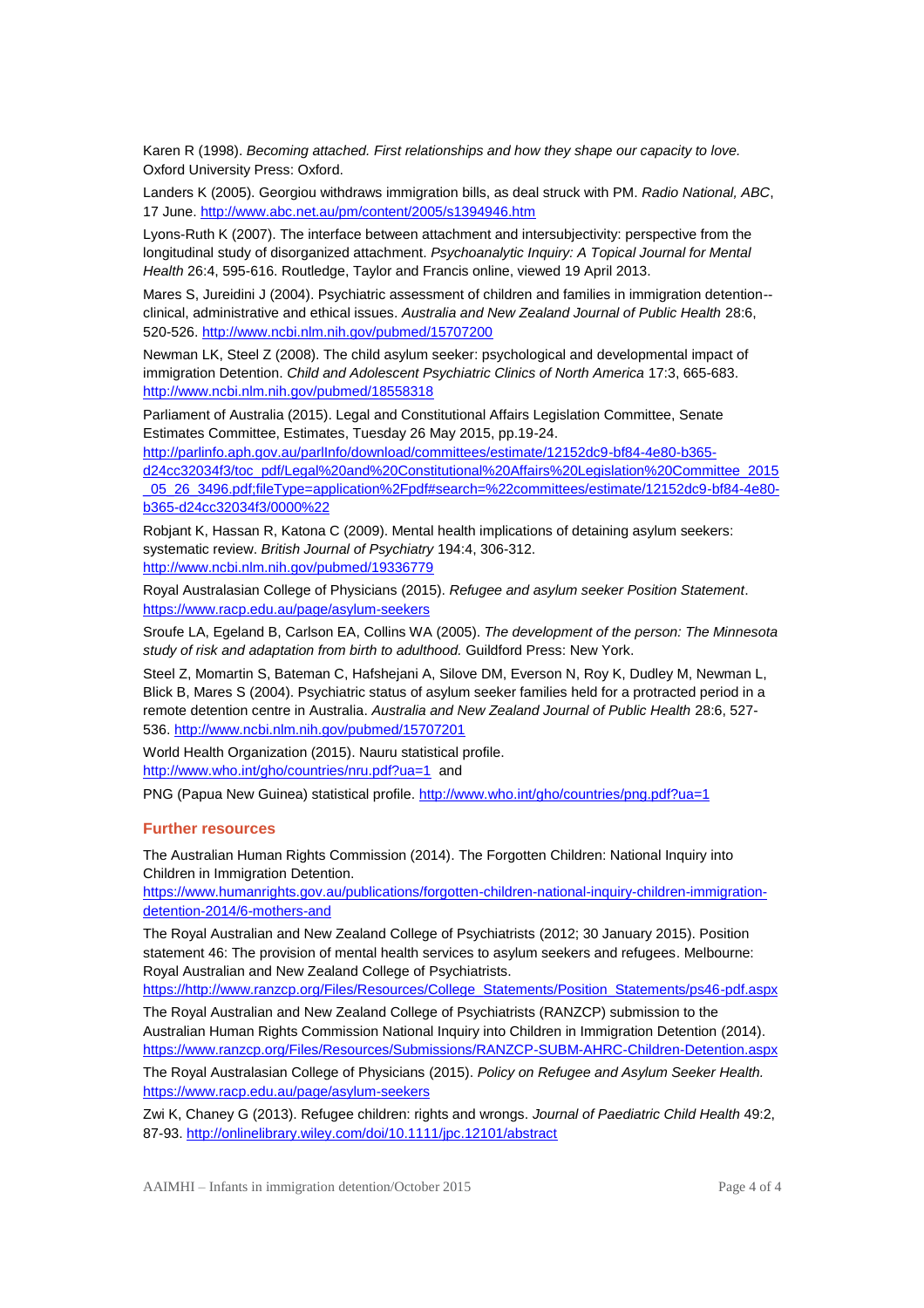Karen R (1998). *Becoming attached. First relationships and how they shape our capacity to love.* Oxford University Press: Oxford.

Landers K (2005). Georgiou withdraws immigration bills, as deal struck with PM. *Radio National, ABC*, 17 June. http://www.abc.net.au/pm/content/2005/s1394946.htm

Lyons-Ruth K (2007). The interface between attachment and intersubjectivity: perspective from the longitudinal study of disorganized attachment. *Psychoanalytic Inquiry: A Topical Journal for Mental Health* 26:4, 595-616. Routledge, Taylor and Francis online, viewed 19 April 2013.

Mares S, Jureidini J (2004). Psychiatric assessment of children and families in immigration detention--clinical, administrative and ethical issues. *Australia and New Zealand Journal of Public Health* 28:6, 520-526. http://www.ncbi.nlm.nih.gov/pubmed/15707200

Newman LK, Steel Z (2008). The child asylum seeker: psychological and developmental impact of immigration Detention. *Child and Adolescent Psychiatric Clinics of North America* 17:3, 665-683. http://www.ncbi.nlm.nih.gov/pubmed/18558318

Parliament of Australia (2015). Legal and Constitutional Affairs Legislation Committee, Senate Estimates Committee, Estimates, Tuesday 26 May 2015, pp.19-24. http://parlinfo.aph.gov.au/parlInfo/download/committees/estimate/12152dc9-bf84-4e80-b365-d24cc32034f3/toc_pdf/Legal%20and%20Constitutional%20Affairs%20Legislation%20Committee_2015_05_26_3496.pdf;fileType=application%2Fpdf#search=%22committees/estimate/12152dc9-bf84-4e80-b365-d24cc32034f3/0000%22

Robjant K, Hassan R, Katona C (2009). Mental health implications of detaining asylum seekers: systematic review. *British Journal of Psychiatry* 194:4, 306-312. http://www.ncbi.nlm.nih.gov/pubmed/19336779

Royal Australasian College of Physicians (2015). *Refugee and asylum seeker Position Statement*. https://www.racp.edu.au/page/asylum-seekers

Sroufe LA, Egeland B, Carlson EA, Collins WA (2005). *The development of the person: The Minnesota study of risk and adaptation from birth to adulthood.* Guildford Press: New York.

Steel Z, Momartin S, Bateman C, Hafshejani A, Silove DM, Everson N, Roy K, Dudley M, Newman L, Blick B, Mares S (2004). Psychiatric status of asylum seeker families held for a protracted period in a remote detention centre in Australia. *Australia and New Zealand Journal of Public Health* 28:6, 527-536. http://www.ncbi.nlm.nih.gov/pubmed/15707201

World Health Organization (2015). Nauru statistical profile. http://www.who.int/gho/countries/nru.pdf?ua=1 and

PNG (Papua New Guinea) statistical profile. http://www.who.int/gho/countries/png.pdf?ua=1

## Further resources

The Australian Human Rights Commission (2014). The Forgotten Children: National Inquiry into Children in Immigration Detention. https://www.humanrights.gov.au/publications/forgotten-children-national-inquiry-children-immigration-detention-2014/6-mothers-and

The Royal Australian and New Zealand College of Psychiatrists (2012; 30 January 2015). Position statement 46: The provision of mental health services to asylum seekers and refugees. Melbourne: Royal Australian and New Zealand College of Psychiatrists. https://http://www.ranzcp.org/Files/Resources/College_Statements/Position_Statements/ps46-pdf.aspx

The Royal Australian and New Zealand College of Psychiatrists (RANZCP) submission to the Australian Human Rights Commission National Inquiry into Children in Immigration Detention (2014). https://www.ranzcp.org/Files/Resources/Submissions/RANZCP-SUBM-AHRC-Children-Detention.aspx

The Royal Australasian College of Physicians (2015). *Policy on Refugee and Asylum Seeker Health.* https://www.racp.edu.au/page/asylum-seekers

Zwi K, Chaney G (2013). Refugee children: rights and wrongs. *Journal of Paediatric Child Health* 49:2, 87-93. http://onlinelibrary.wiley.com/doi/10.1111/jpc.12101/abstract